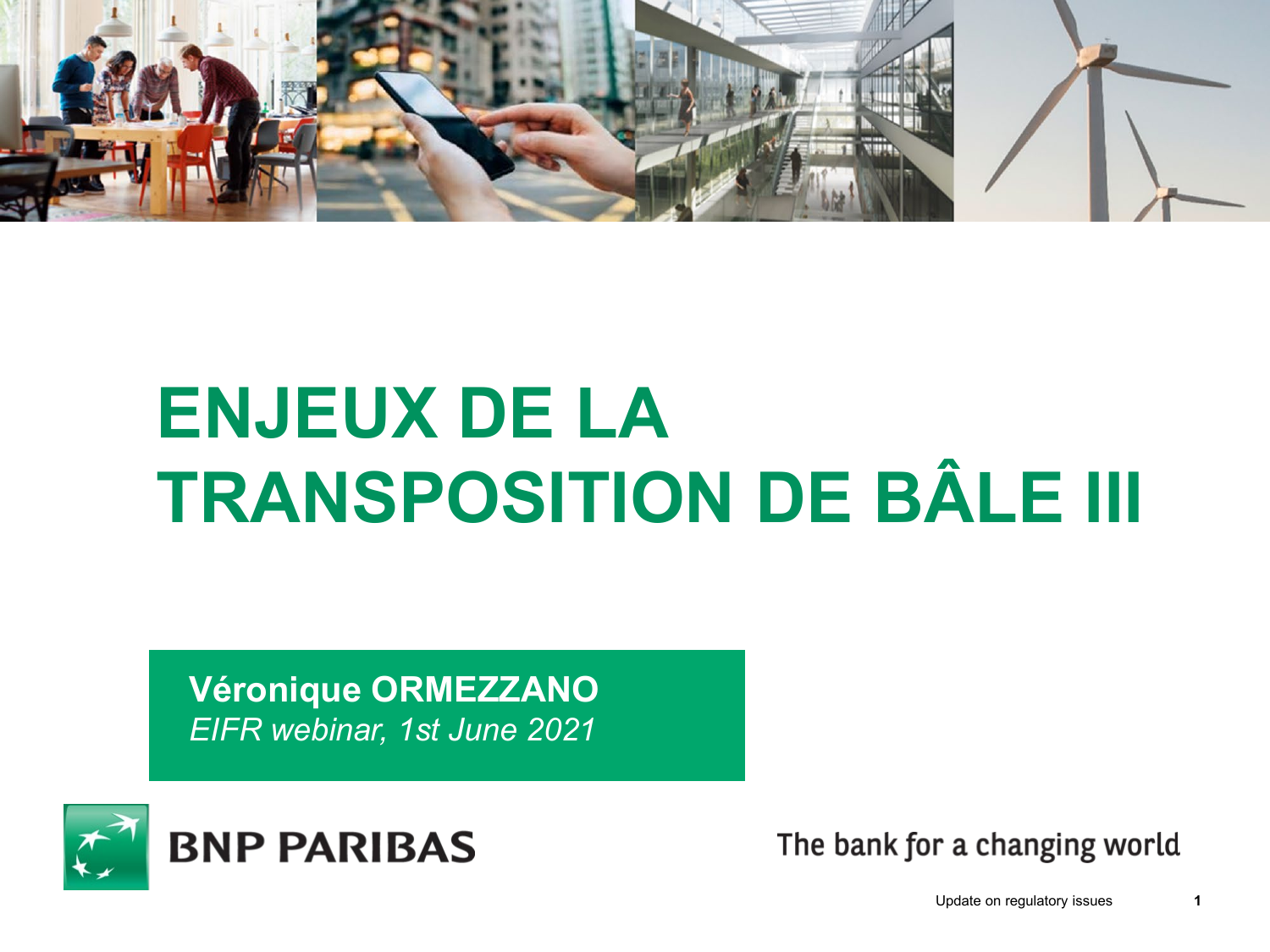# ENJEUX DE LA TRANSPOSITION DE BÂLE III

**Véronique ORMEZZANO**
*EIFR webinar, 1st June 2021*

BNP PARIBAS

The bank for a changing world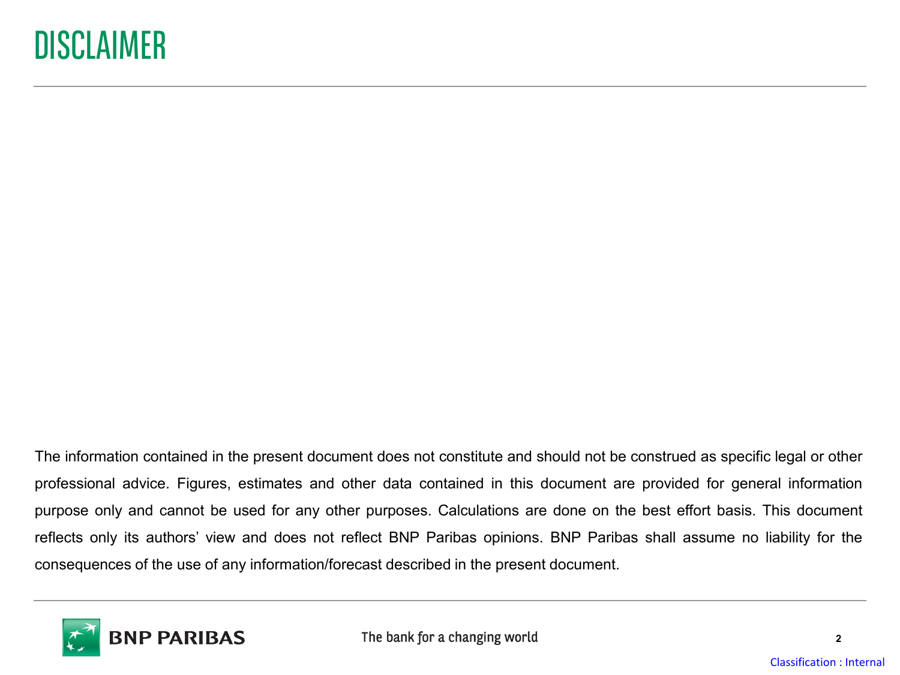# DISCLAIMER

The information contained in the present document does not constitute and should not be construed as specific legal or other professional advice. Figures, estimates and other data contained in this document are provided for general information purpose only and cannot be used for any other purposes. Calculations are done on the best effort basis. This document reflects only its authors' view and does not reflect BNP Paribas opinions. BNP Paribas shall assume no liability for the consequences of the use of any information/forecast described in the present document.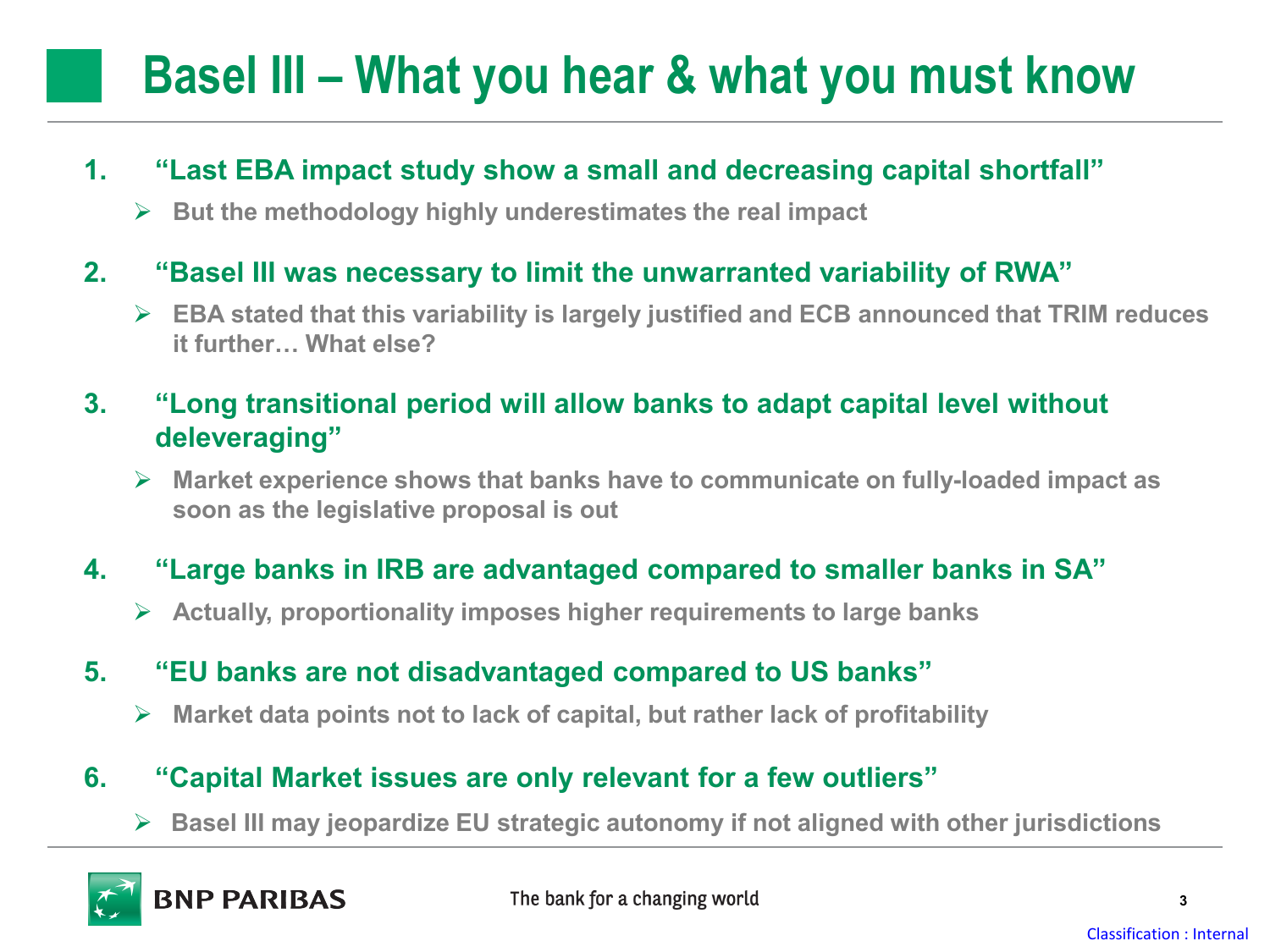# Basel III – What you hear & what you must know

1. **"Last EBA impact study show a small and decreasing capital shortfall"**
   - But the methodology highly underestimates the real impact

2. **"Basel III was necessary to limit the unwarranted variability of RWA"**
   - EBA stated that this variability is largely justified and ECB announced that TRIM reduces it further… What else?

3. **"Long transitional period will allow banks to adapt capital level without deleveraging"**
   - Market experience shows that banks have to communicate on fully-loaded impact as soon as the legislative proposal is out

4. **"Large banks in IRB are advantaged compared to smaller banks in SA"**
   - Actually, proportionality imposes higher requirements to large banks

5. **"EU banks are not disadvantaged compared to US banks"**
   - Market data points not to lack of capital, but rather lack of profitability

6. **"Capital Market issues are only relevant for a few outliers"**
   - Basel III may jeopardize EU strategic autonomy if not aligned with other jurisdictions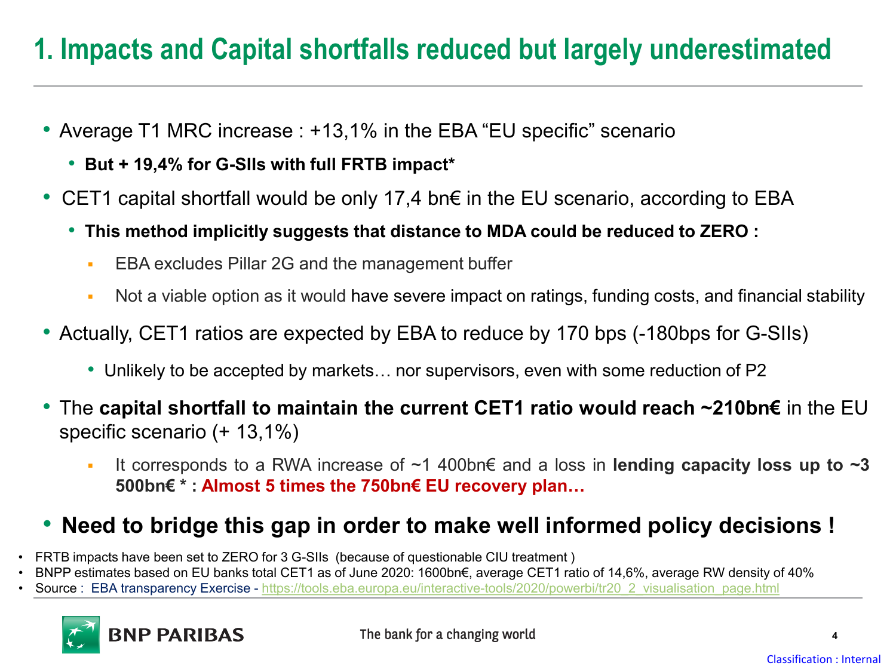# 1. Impacts and Capital shortfalls reduced but largely underestimated

- Average T1 MRC increase : +13,1% in the EBA “EU specific” scenario
  - **But + 19,4% for G-SIIs with full FRTB impact***
- CET1 capital shortfall would be only 17,4 bn€ in the EU scenario, according to EBA
  - **This method implicitly suggests that distance to MDA could be reduced to ZERO :**
    - EBA excludes Pillar 2G and the management buffer
    - Not a viable option as it would have severe impact on ratings, funding costs, and financial stability
- Actually, CET1 ratios are expected by EBA to reduce by 170 bps (-180bps for G-SIIs)
  - Unlikely to be accepted by markets… nor supervisors, even with some reduction of P2
- The **capital shortfall to maintain the current CET1 ratio would reach ~210bn€** in the EU specific scenario (+ 13,1%)
  - It corresponds to a RWA increase of ~1 400bn€ and a loss in **lending capacity loss up to ~3 500bn€ * : Almost 5 times the 750bn€ EU recovery plan…**
- **Need to bridge this gap in order to make well informed policy decisions !**

- FRTB impacts have been set to ZERO for 3 G-SIIs (because of questionable CIU treatment )
- BNPP estimates based on EU banks total CET1 as of June 2020: 1600bn€, average CET1 ratio of 14,6%, average RW density of 40%
- Source : EBA transparency Exercise - https://tools.eba.europa.eu/interactive-tools/2020/powerbi/tr20_2_visualisation_page.html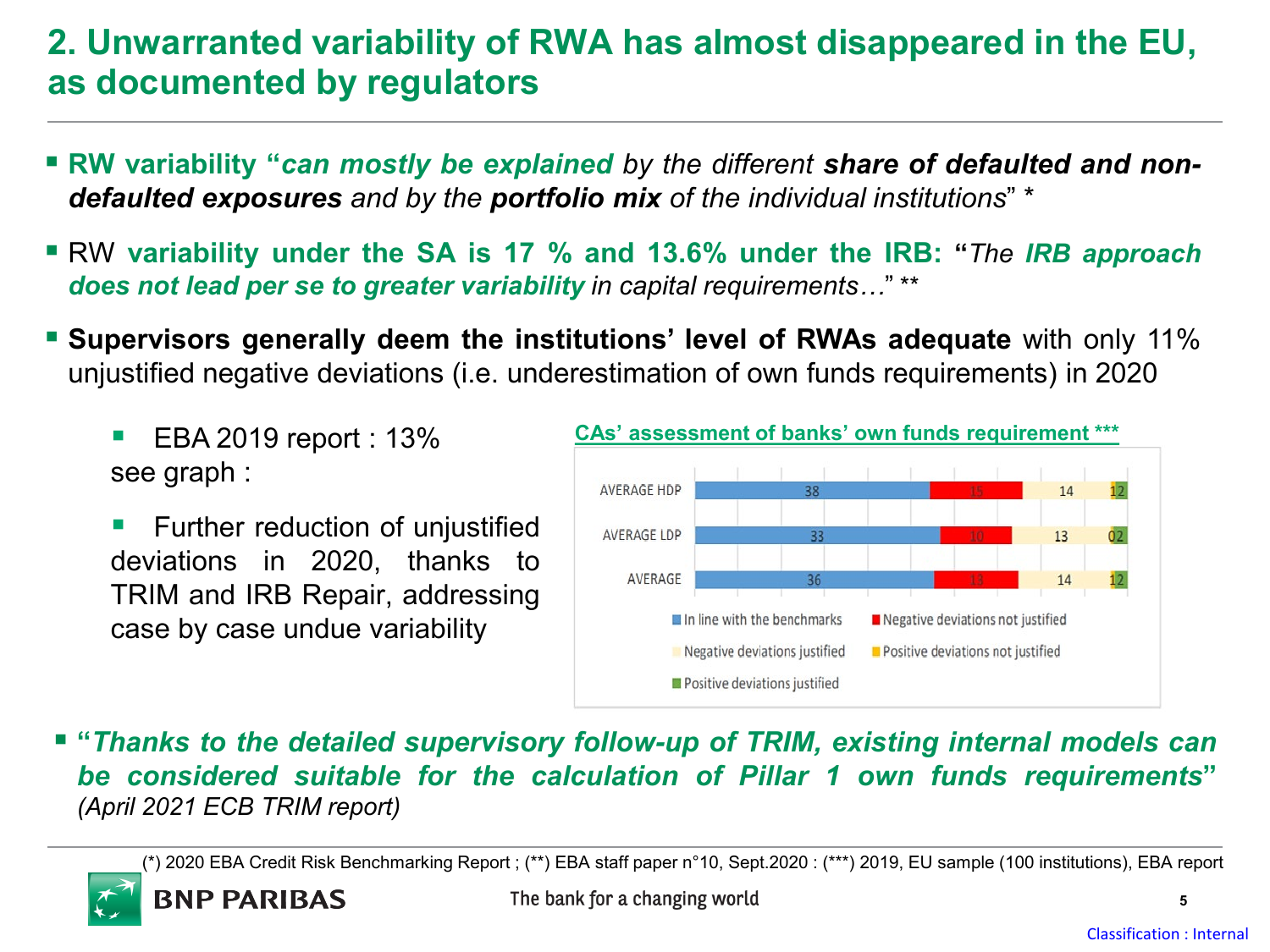## 2. Unwarranted variability of RWA has almost disappeared in the EU, as documented by regulators

- **RW variability "*can mostly be explained*** *by the different* ***share of defaulted and non-defaulted exposures*** *and by the* ***portfolio mix*** *of the individual institutions*" *
- RW **variability under the SA is 17 % and 13.6% under the IRB: "***The* ***IRB approach does not lead per se to greater variability*** *in capital requirements…*" **
- **Supervisors generally deem the institutions' level of RWAs adequate** with only 11% unjustified negative deviations (i.e. underestimation of own funds requirements) in 2020
  - EBA 2019 report : 13% see graph :
  - Further reduction of unjustified deviations in 2020, thanks to TRIM and IRB Repair, addressing case by case undue variability

**CAs' assessment of banks' own funds requirement *****

| | In line with the benchmarks | Negative deviations not justified | Negative deviations justified | Positive deviations not justified | Positive deviations justified |
|---|---|---|---|---|---|
| AVERAGE HDP | 38 | 15 | 14 | 1 | 2 |
| AVERAGE LDP | 33 | 10 | 13 | 0 | 2 |
| AVERAGE | 36 | 13 | 14 | 1 | 2 |

- ***"Thanks to the detailed supervisory follow-up of TRIM, existing internal models can be considered suitable for the calculation of Pillar 1 own funds requirements"*** *(April 2021 ECB TRIM report)*

(*) 2020 EBA Credit Risk Benchmarking Report ; (**) EBA staff paper n°10, Sept.2020 : (***) 2019, EU sample (100 institutions), EBA report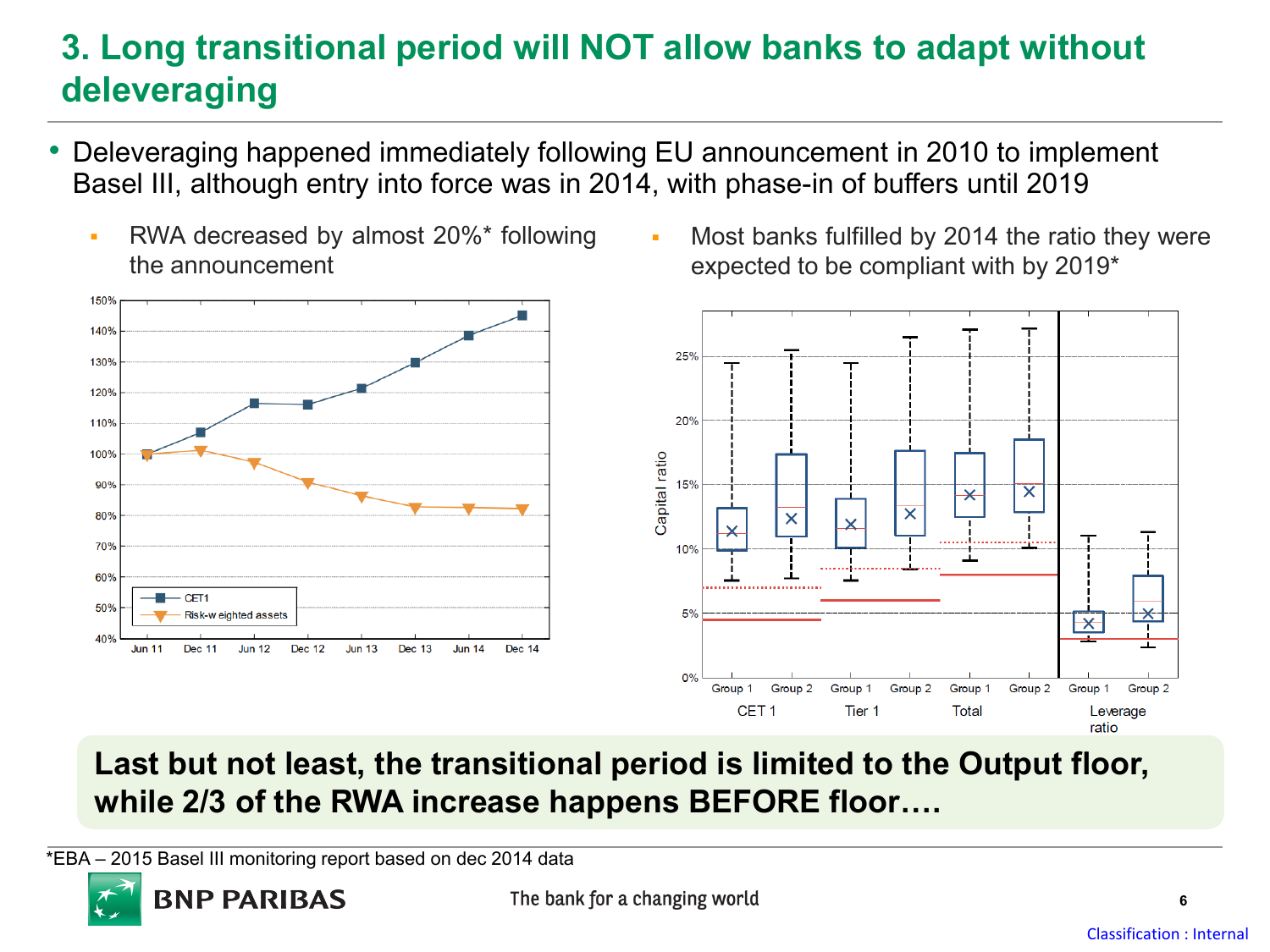# 3. Long transitional period will NOT allow banks to adapt without deleveraging

- Deleveraging happened immediately following EU announcement in 2010 to implement Basel III, although entry into force was in 2014, with phase-in of buffers until 2019
  - RWA decreased by almost 20%* following the announcement
  - Most banks fulfilled by 2014 the ratio they were expected to be compliant with by 2019*

**Last but not least, the transitional period is limited to the Output floor, while 2/3 of the RWA increase happens BEFORE floor….**

*EBA – 2015 Basel III monitoring report based on dec 2014 data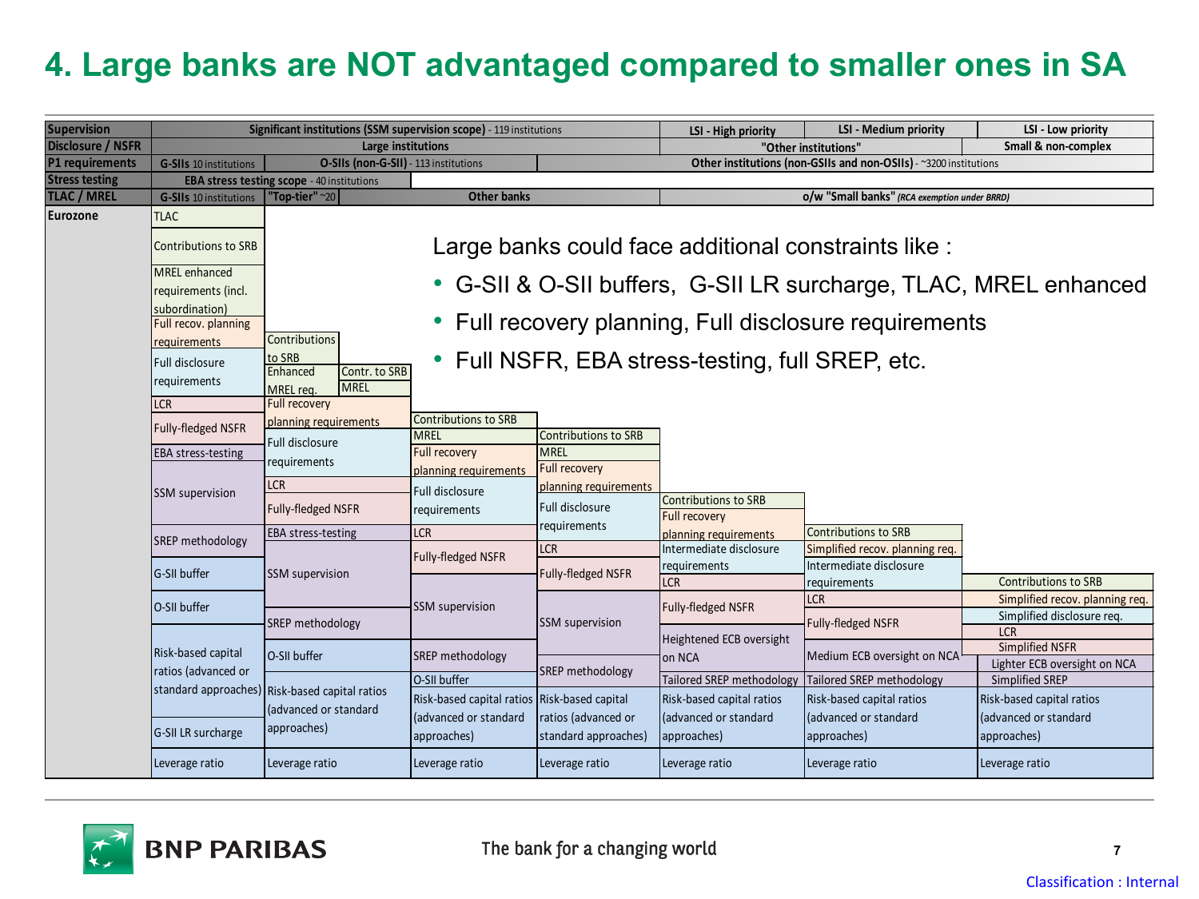# 4. Large banks are NOT advantaged compared to smaller ones in SA

| Supervision | Significant institutions (SSM supervision scope) - 119 institutions | | | | LSI - High priority | LSI - Medium priority | LSI - Low priority |
|---|---|---|---|---|---|---|---|
| Disclosure / NSFR | Large institutions | | | | "Other institutions" | | Small & non-complex |
| P1 requirements | G-SIIs 10 institutions | O-SIIs (non-G-SII) - 113 institutions | | | Other institutions (non-GSIIs and non-OSIIs) - ~3200 institutions | | |
| Stress testing | EBA stress testing scope - 40 institutions | | | | | | |
| TLAC / MREL | G-SIIs 10 institutions | "Top-tier" ~20 | Other banks | | o/w "Small banks" *(RCA exemption under BRRD)* | | |
| Eurozone | TLAC<br>Contributions to SRB<br>MREL enhanced requirements (incl. subordination)<br>Full recov. planning requirements<br>Full disclosure requirements<br>LCR<br>Fully-fledged NSFR<br>EBA stress-testing<br>SSM supervision<br>SREP methodology<br>G-SII buffer<br>O-SII buffer<br>Risk-based capital ratios (advanced or standard approaches)<br>G-SII LR surcharge<br>Leverage ratio | Contributions to SRB / Contr. to SRB<br>Enhanced MREL req. / MREL<br>Full recovery planning requirements<br>Full disclosure requirements<br>LCR<br>Fully-fledged NSFR<br>EBA stress-testing<br>SSM supervision<br>SREP methodology<br>O-SII buffer<br>Risk-based capital ratios (advanced or standard approaches)<br>Leverage ratio | Contributions to SRB<br>MREL<br>Full recovery planning requirements<br>Full disclosure requirements<br>LCR<br>Fully-fledged NSFR<br>SSM supervision<br>SREP methodology<br>O-SII buffer<br>Risk-based capital ratios (advanced or standard approaches)<br>Leverage ratio | Contributions to SRB<br>MREL<br>Full recovery planning requirements<br>Full disclosure requirements<br>LCR<br>Fully-fledged NSFR<br>SSM supervision<br>SREP methodology<br>Risk-based capital ratios (advanced or standard approaches)<br>Leverage ratio | Contributions to SRB<br>Full recovery planning requirements<br>Intermediate disclosure requirements<br>LCR<br>Fully-fledged NSFR<br>Heightened ECB oversight on NCA<br>Tailored SREP methodology<br>Risk-based capital ratios (advanced or standard approaches)<br>Leverage ratio | Contributions to SRB<br>Simplified recov. planning req.<br>Intermediate disclosure requirements<br>LCR<br>Fully-fledged NSFR<br>Medium ECB oversight on NCA<br>Tailored SREP methodology<br>Risk-based capital ratios (advanced or standard approaches)<br>Leverage ratio | Contributions to SRB<br>Simplified recov. planning req.<br>Simplified disclosure req.<br>LCR<br>Simplified NSFR<br>Lighter ECB oversight on NCA<br>Simplified SREP<br>Risk-based capital ratios (advanced or standard approaches)<br>Leverage ratio |

Large banks could face additional constraints like :

- G-SII & O-SII buffers, G-SII LR surcharge, TLAC, MREL enhanced
- Full recovery planning, Full disclosure requirements
- Full NSFR, EBA stress-testing, full SREP, etc.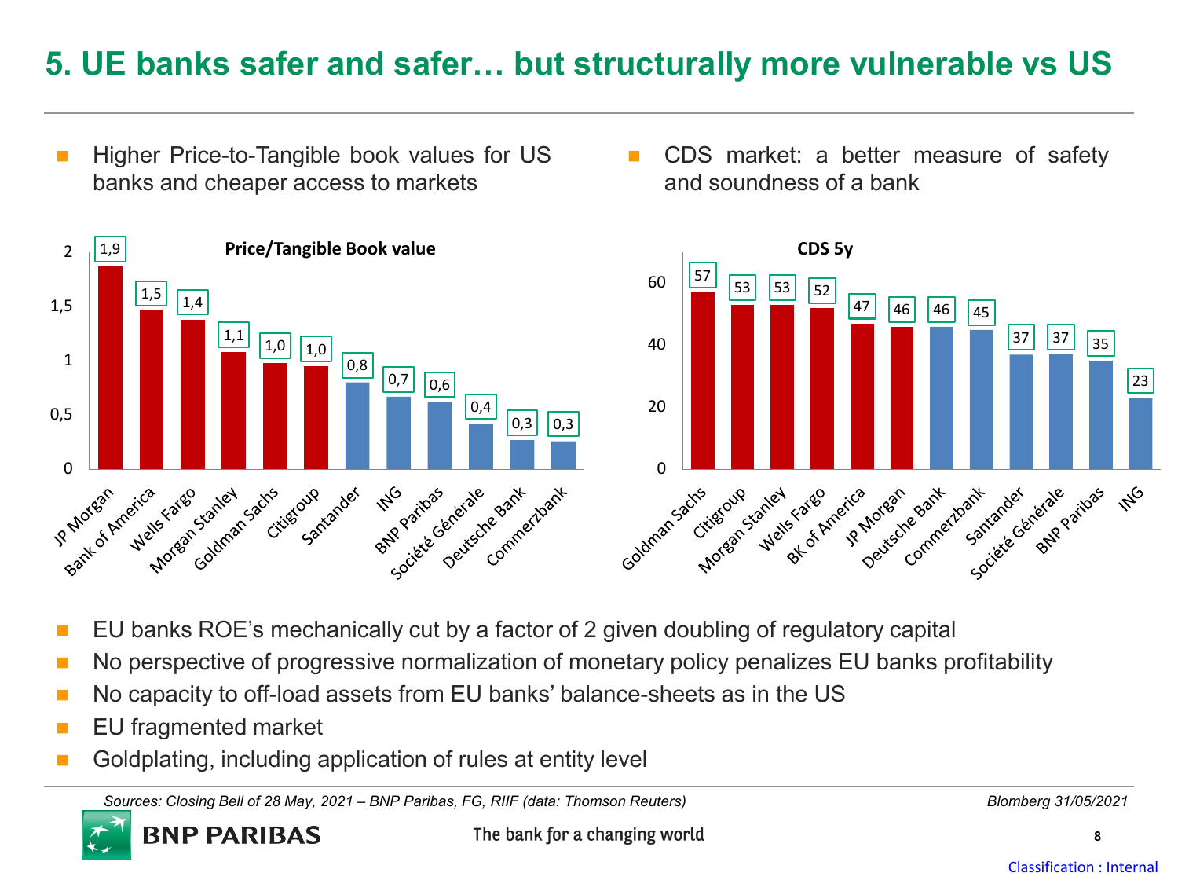# 5. UE banks safer and safer… but structurally more vulnerable vs US

- Higher Price-to-Tangible book values for US banks and cheaper access to markets

**Price/Tangible Book value**

| Bank | Price/Tangible Book value |
|---|---|
| JP Morgan | 1,9 |
| Bank of America | 1,5 |
| Wells Fargo | 1,4 |
| Morgan Stanley | 1,1 |
| Goldman Sachs | 1,0 |
| Citigroup | 1,0 |
| Santander | 0,8 |
| ING | 0,7 |
| BNP Paribas | 0,6 |
| Société Générale | 0,4 |
| Deutsche Bank | 0,3 |
| Commerzbank | 0,3 |

- CDS market: a better measure of safety and soundness of a bank

**CDS 5y**

| Bank | CDS 5y |
|---|---|
| Goldman Sachs | 57 |
| Citigroup | 53 |
| Morgan Stanley | 53 |
| Wells Fargo | 52 |
| BK of America | 47 |
| JP Morgan | 46 |
| Deutsche Bank | 46 |
| Commerzbank | 45 |
| Santander | 37 |
| Société Générale | 37 |
| BNP Paribas | 35 |
| ING | 23 |

- EU banks ROE's mechanically cut by a factor of 2 given doubling of regulatory capital
- No perspective of progressive normalization of monetary policy penalizes EU banks profitability
- No capacity to off-load assets from EU banks' balance-sheets as in the US
- EU fragmented market
- Goldplating, including application of rules at entity level

*Sources: Closing Bell of 28 May, 2021 – BNP Paribas, FG, RIIF (data: Thomson Reuters)*

*Blomberg 31/05/2021*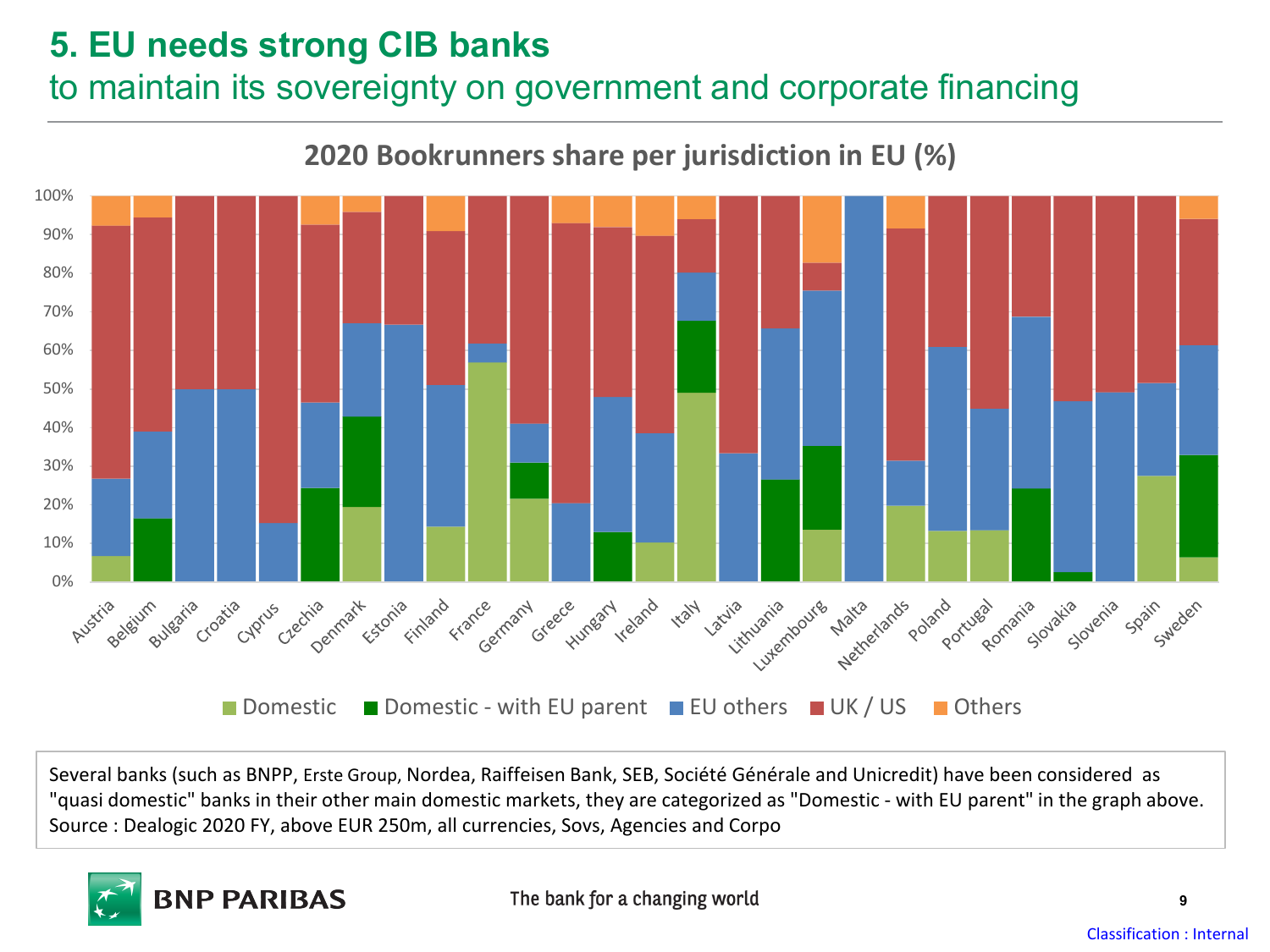# 5. EU needs strong CIB banks

## to maintain its sovereignty on government and corporate financing

**2020 Bookrunners share per jurisdiction in EU (%)**

Legend: Domestic | Domestic - with EU parent | EU others | UK / US | Others

Countries: Austria, Belgium, Bulgaria, Croatia, Cyprus, Czechia, Denmark, Estonia, Finland, France, Germany, Greece, Hungary, Ireland, Italy, Latvia, Lithuania, Luxembourg, Malta, Netherlands, Poland, Portugal, Romania, Slovakia, Slovenia, Spain, Sweden

Several banks (such as BNPP, Erste Group, Nordea, Raiffeisen Bank, SEB, Société Générale and Unicredit) have been considered as "quasi domestic" banks in their other main domestic markets, they are categorized as "Domestic - with EU parent" in the graph above.
Source : Dealogic 2020 FY, above EUR 250m, all currencies, Sovs, Agencies and Corpo

The bank for a changing world

Classification : Internal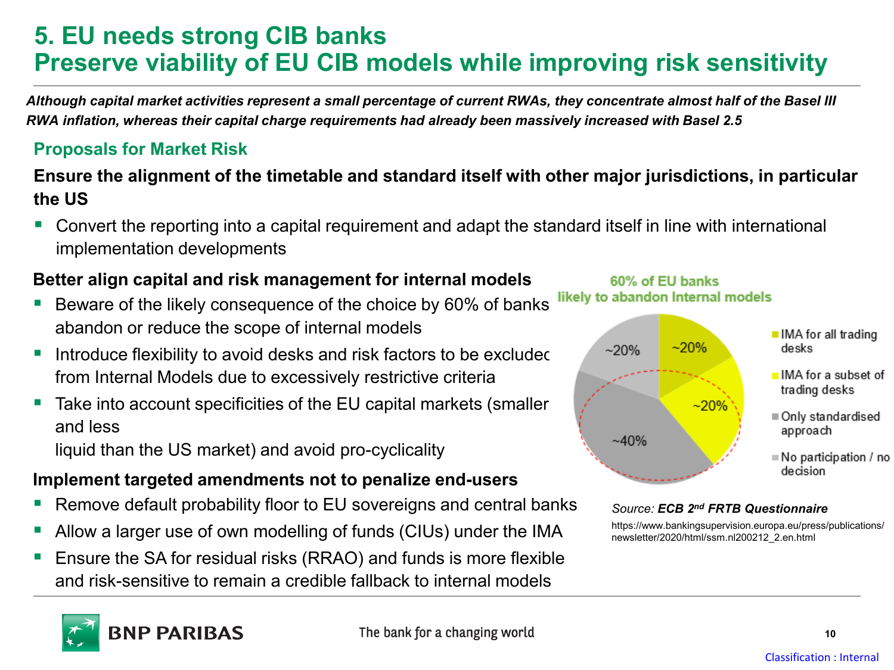# 5. EU needs strong CIB banks
# Preserve viability of EU CIB models while improving risk sensitivity

***Although capital market activities represent a small percentage of current RWAs, they concentrate almost half of the Basel III RWA inflation, whereas their capital charge requirements had already been massively increased with Basel 2.5***

## Proposals for Market Risk

**Ensure the alignment of the timetable and standard itself with other major jurisdictions, in particular the US**

- Convert the reporting into a capital requirement and adapt the standard itself in line with international implementation developments

**Better align capital and risk management for internal models**

- Beware of the likely consequence of the choice by 60% of banks abandon or reduce the scope of internal models
- Introduce flexibility to avoid desks and risk factors to be excluded from Internal Models due to excessively restrictive criteria
- Take into account specificities of the EU capital markets (smaller and less liquid than the US market) and avoid pro-cyclicality

**Implement targeted amendments not to penalize end-users**

- Remove default probability floor to EU sovereigns and central banks
- Allow a larger use of own modelling of funds (CIUs) under the IMA
- Ensure the SA for residual risks (RRAO) and funds is more flexible and risk-sensitive to remain a credible fallback to internal models

**60% of EU banks likely to abandon Internal models**

| Category | Share |
| --- | --- |
| IMA for all trading desks | ~20% |
| IMA for a subset of trading desks | ~20% |
| Only standardised approach | ~40% |
| No participation / no decision | ~20% |

*Source:* ***ECB 2nd FRTB Questionnaire***

https://www.bankingsupervision.europa.eu/press/publications/newsletter/2020/html/ssm.nl200212_2.en.html

Classification : Internal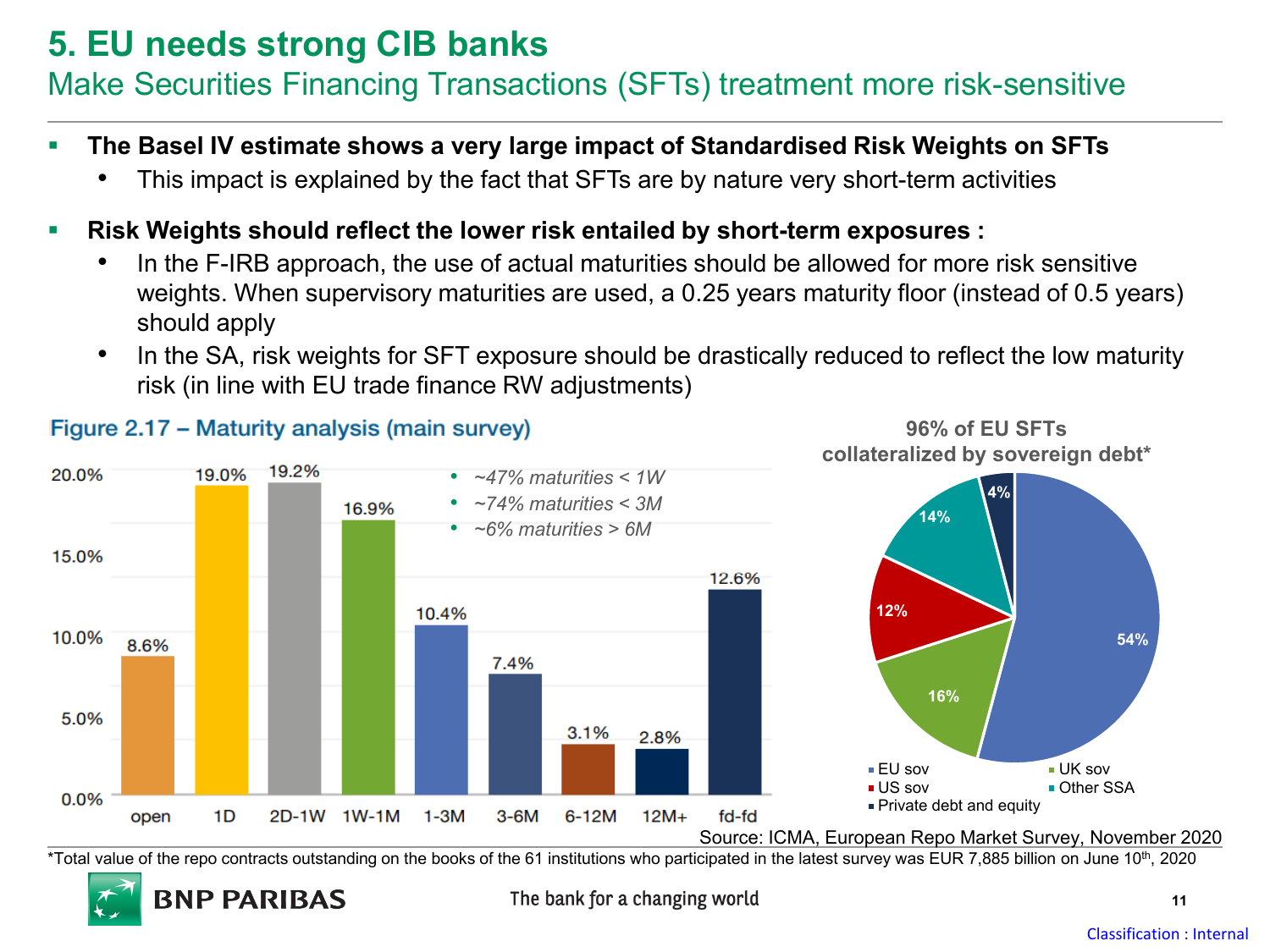# 5. EU needs strong CIB banks

## Make Securities Financing Transactions (SFTs) treatment more risk-sensitive

- **The Basel IV estimate shows a very large impact of Standardised Risk Weights on SFTs**
  - This impact is explained by the fact that SFTs are by nature very short-term activities
- **Risk Weights should reflect the lower risk entailed by short-term exposures :**
  - In the F-IRB approach, the use of actual maturities should be allowed for more risk sensitive weights. When supervisory maturities are used, a 0.25 years maturity floor (instead of 0.5 years) should apply
  - In the SA, risk weights for SFT exposure should be drastically reduced to reflect the low maturity risk (in line with EU trade finance RW adjustments)

**Figure 2.17 – Maturity analysis (main survey)**

| Maturity | Share |
|---|---|
| open | 8.6% |
| 1D | 19.0% |
| 2D-1W | 19.2% |
| 1W-1M | 16.9% |
| 1-3M | 10.4% |
| 3-6M | 7.4% |
| 6-12M | 3.1% |
| 12M+ | 2.8% |
| fd-fd | 12.6% |

- *~47% maturities < 1W*
- *~74% maturities < 3M*
- *~6% maturities > 6M*

**96% of EU SFTs collateralized by sovereign debt***

| Collateral | Share |
|---|---|
| EU sov | 54% |
| UK sov | 16% |
| US sov | 12% |
| Other SSA | 14% |
| Private debt and equity | 4% |

Source: ICMA, European Repo Market Survey, November 2020

*Total value of the repo contracts outstanding on the books of the 61 institutions who participated in the latest survey was EUR 7,885 billion on June 10th, 2020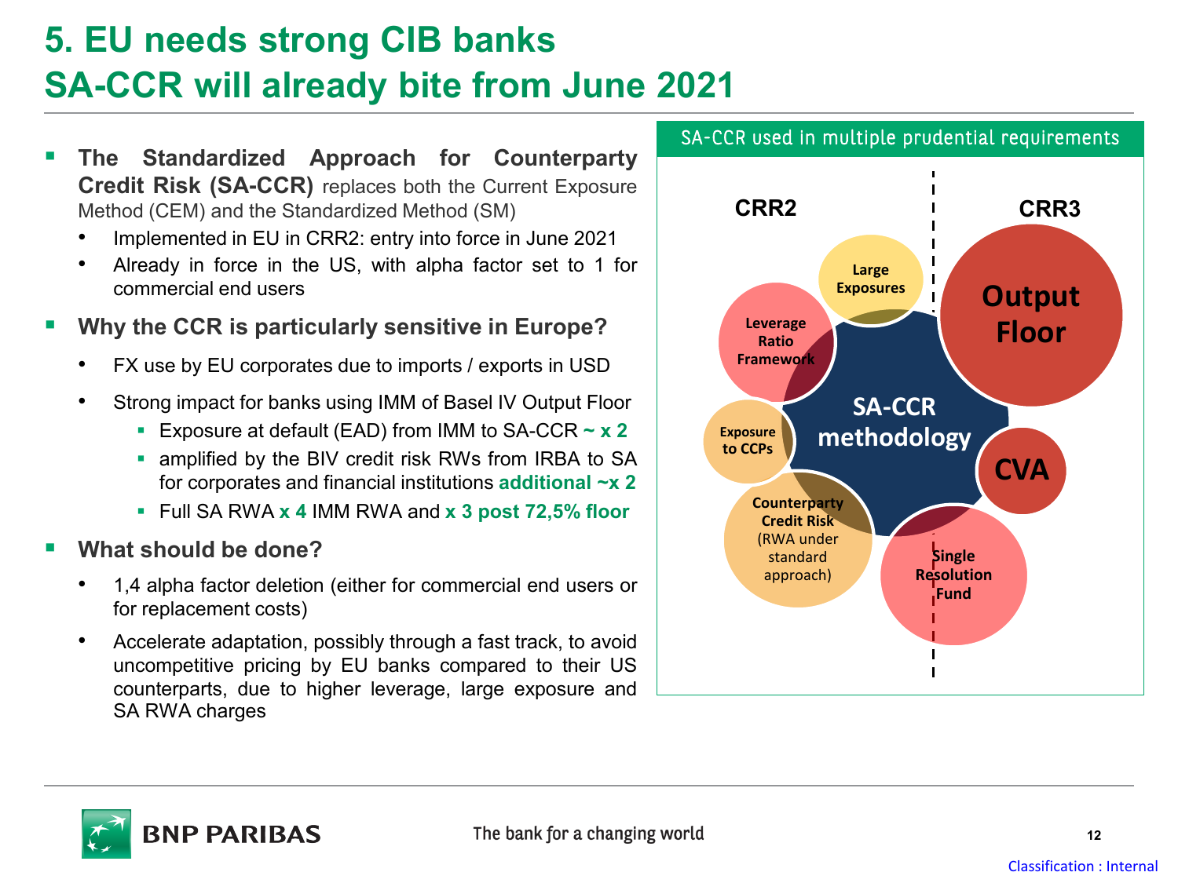# 5. EU needs strong CIB banks
# SA-CCR will already bite from June 2021

- **The Standardized Approach for Counterparty Credit Risk (SA-CCR)** replaces both the Current Exposure Method (CEM) and the Standardized Method (SM)
  - Implemented in EU in CRR2: entry into force in June 2021
  - Already in force in the US, with alpha factor set to 1 for commercial end users
- **Why the CCR is particularly sensitive in Europe?**
  - FX use by EU corporates due to imports / exports in USD
  - Strong impact for banks using IMM of Basel IV Output Floor
    - Exposure at default (EAD) from IMM to SA-CCR **~ x 2**
    - amplified by the BIV credit risk RWs from IRBA to SA for corporates and financial institutions **additional ~x 2**
    - Full SA RWA **x 4** IMM RWA and **x 3 post 72,5% floor**
- **What should be done?**
  - 1,4 alpha factor deletion (either for commercial end users or for replacement costs)
  - Accelerate adaptation, possibly through a fast track, to avoid uncompetitive pricing by EU banks compared to their US counterparts, due to higher leverage, large exposure and SA RWA charges

**SA-CCR used in multiple prudential requirements**

**CRR2**
- Large Exposures
- Leverage Ratio Framework
- Exposure to CCPs
- Counterparty Credit Risk (RWA under standard approach)
- Single Resolution Fund

**SA-CCR methodology**

**CRR3**
- Output Floor
- CVA

The bank for a changing world

Classification : Internal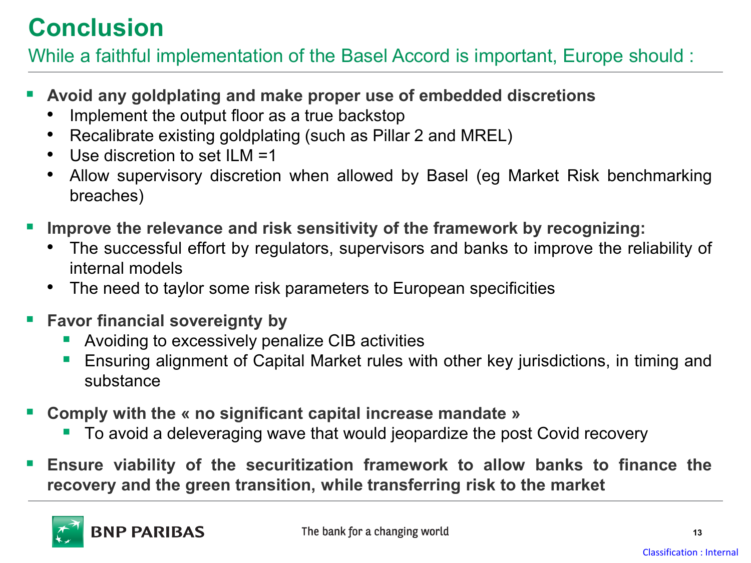# Conclusion

While a faithful implementation of the Basel Accord is important, Europe should :

- **Avoid any goldplating and make proper use of embedded discretions**
  - Implement the output floor as a true backstop
  - Recalibrate existing goldplating (such as Pillar 2 and MREL)
  - Use discretion to set ILM =1
  - Allow supervisory discretion when allowed by Basel (eg Market Risk benchmarking breaches)

- **Improve the relevance and risk sensitivity of the framework by recognizing:**
  - The successful effort by regulators, supervisors and banks to improve the reliability of internal models
  - The need to taylor some risk parameters to European specificities

- **Favor financial sovereignty by**
  - Avoiding to excessively penalize CIB activities
  - Ensuring alignment of Capital Market rules with other key jurisdictions, in timing and substance

- **Comply with the « no significant capital increase mandate »**
  - To avoid a deleveraging wave that would jeopardize the post Covid recovery

- **Ensure viability of the securitization framework to allow banks to finance the recovery and the green transition, while transferring risk to the market**